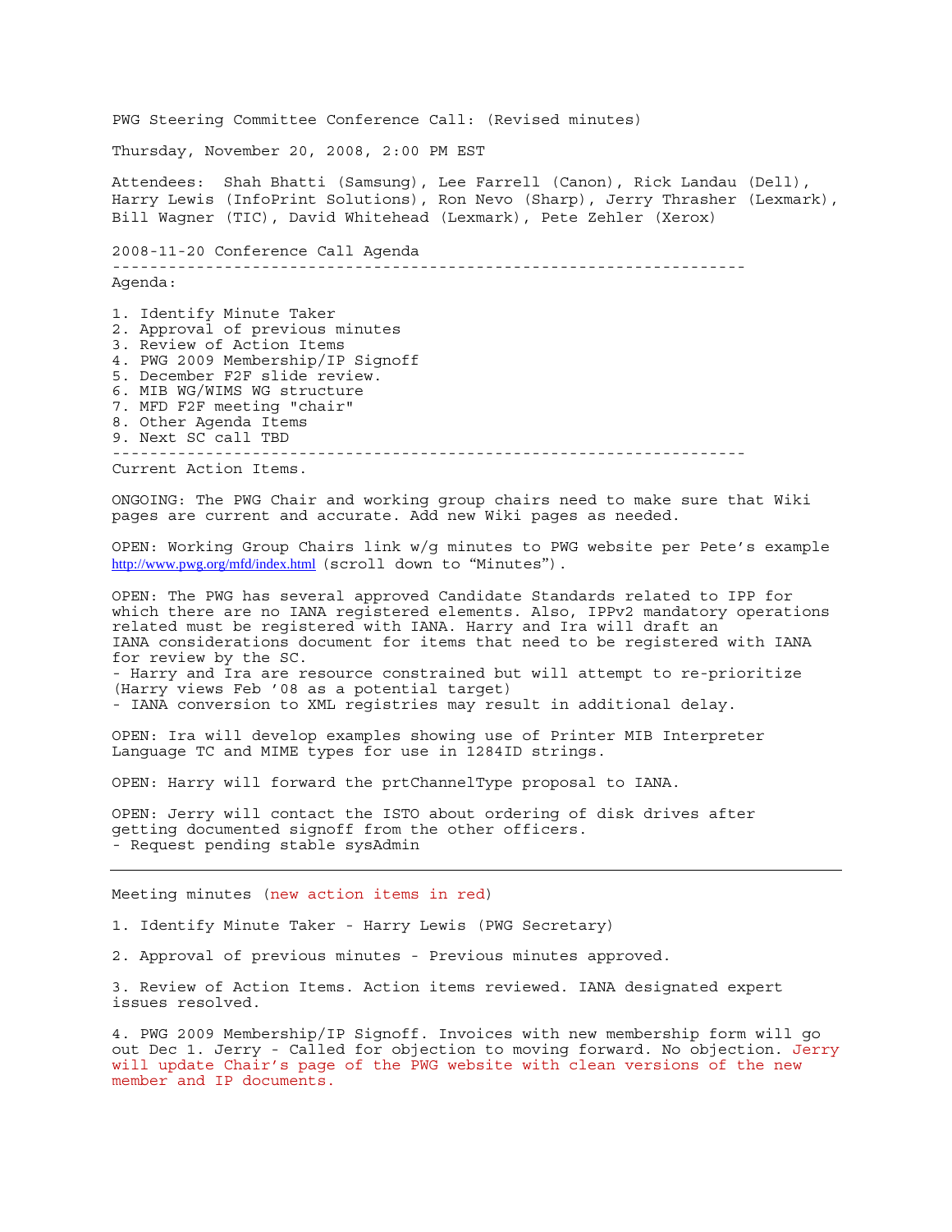PWG Steering Committee Conference Call: (Revised minutes)

Thursday, November 20, 2008, 2:00 PM EST

Attendees: Shah Bhatti (Samsung), Lee Farrell (Canon), Rick Landau (Dell), Harry Lewis (InfoPrint Solutions), Ron Nevo (Sharp), Jerry Thrasher (Lexmark), Bill Wagner (TIC), David Whitehead (Lexmark), Pete Zehler (Xerox)

2008-11-20 Conference Call Agenda

---

Agenda:

1. Identify Minute Taker
2. Approval of previous minutes
3. Review of Action Items
4. PWG 2009 Membership/IP Signoff
5. December F2F slide review.
6. MIB WG/WIMS WG structure
7. MFD F2F meeting "chair"
8. Other Agenda Items
9. Next SC call TBD

---

Current Action Items.

ONGOING: The PWG Chair and working group chairs need to make sure that Wiki pages are current and accurate. Add new Wiki pages as needed.

OPEN: Working Group Chairs link w/g minutes to PWG website per Pete's example http://www.pwg.org/mfd/index.html (scroll down to "Minutes").

OPEN: The PWG has several approved Candidate Standards related to IPP for which there are no IANA registered elements. Also, IPPv2 mandatory operations related must be registered with IANA. Harry and Ira will draft an IANA considerations document for items that need to be registered with IANA for review by the SC.
- Harry and Ira are resource constrained but will attempt to re-prioritize (Harry views Feb '08 as a potential target)
- IANA conversion to XML registries may result in additional delay.

OPEN: Ira will develop examples showing use of Printer MIB Interpreter Language TC and MIME types for use in 1284ID strings.

OPEN: Harry will forward the prtChannelType proposal to IANA.

OPEN: Jerry will contact the ISTO about ordering of disk drives after getting documented signoff from the other officers.
- Request pending stable sysAdmin

---

Meeting minutes (new action items in red)

1. Identify Minute Taker - Harry Lewis (PWG Secretary)

2. Approval of previous minutes - Previous minutes approved.

3. Review of Action Items. Action items reviewed. IANA designated expert issues resolved.

4. PWG 2009 Membership/IP Signoff. Invoices with new membership form will go out Dec 1. Jerry - Called for objection to moving forward. No objection. Jerry will update Chair's page of the PWG website with clean versions of the new member and IP documents.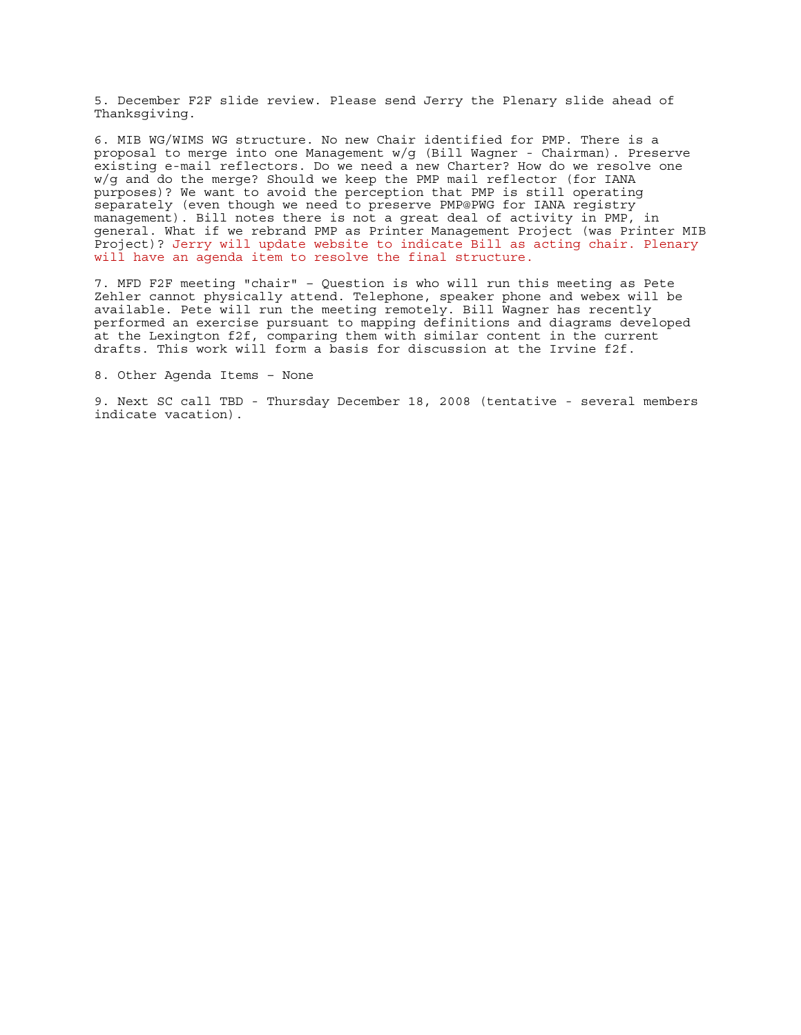5. December F2F slide review. Please send Jerry the Plenary slide ahead of Thanksgiving.

6. MIB WG/WIMS WG structure. No new Chair identified for PMP. There is a proposal to merge into one Management w/g (Bill Wagner - Chairman). Preserve existing e-mail reflectors. Do we need a new Charter? How do we resolve one w/g and do the merge? Should we keep the PMP mail reflector (for IANA purposes)? We want to avoid the perception that PMP is still operating separately (even though we need to preserve PMP@PWG for IANA registry management). Bill notes there is not a great deal of activity in PMP, in general. What if we rebrand PMP as Printer Management Project (was Printer MIB Project)? Jerry will update website to indicate Bill as acting chair. Plenary will have an agenda item to resolve the final structure.

7. MFD F2F meeting "chair" – Question is who will run this meeting as Pete Zehler cannot physically attend. Telephone, speaker phone and webex will be available. Pete will run the meeting remotely. Bill Wagner has recently performed an exercise pursuant to mapping definitions and diagrams developed at the Lexington f2f, comparing them with similar content in the current drafts. This work will form a basis for discussion at the Irvine f2f.

8. Other Agenda Items - None

9. Next SC call TBD - Thursday December 18, 2008 (tentative - several members indicate vacation).